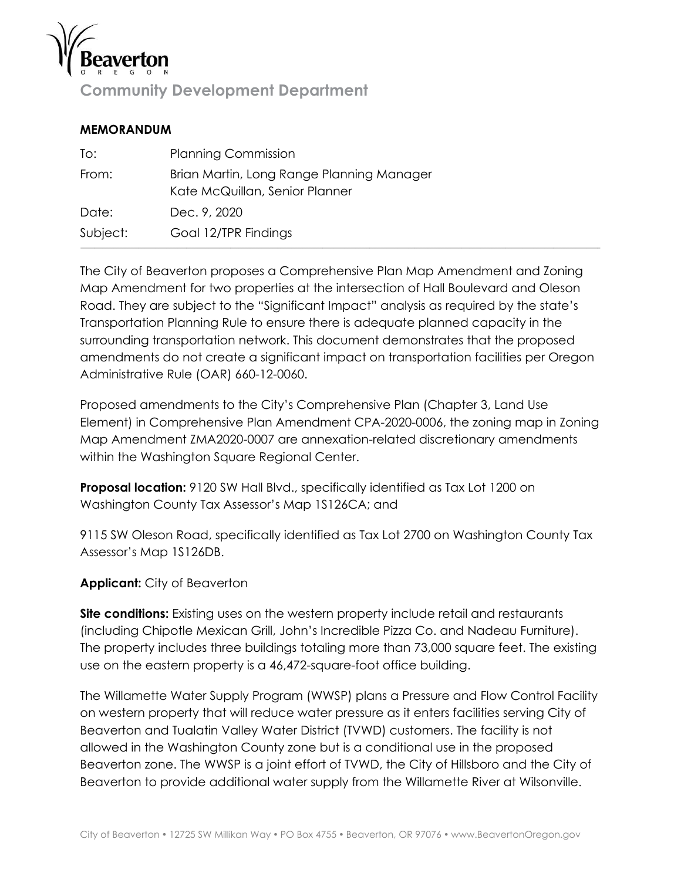Beaverton

OREGON

**Community Development Department**

**MEMORANDUM**

| | |
|---|---|
| To: | Planning Commission |
| From: | Brian Martin, Long Range Planning Manager<br>Kate McQuillan, Senior Planner |
| Date: | Dec. 9, 2020 |
| Subject: | Goal 12/TPR Findings |

The City of Beaverton proposes a Comprehensive Plan Map Amendment and Zoning Map Amendment for two properties at the intersection of Hall Boulevard and Oleson Road. They are subject to the "Significant Impact" analysis as required by the state's Transportation Planning Rule to ensure there is adequate planned capacity in the surrounding transportation network. This document demonstrates that the proposed amendments do not create a significant impact on transportation facilities per Oregon Administrative Rule (OAR) 660-12-0060.

Proposed amendments to the City's Comprehensive Plan (Chapter 3, Land Use Element) in Comprehensive Plan Amendment CPA-2020-0006, the zoning map in Zoning Map Amendment ZMA2020-0007 are annexation-related discretionary amendments within the Washington Square Regional Center.

**Proposal location:** 9120 SW Hall Blvd., specifically identified as Tax Lot 1200 on Washington County Tax Assessor's Map 1S126CA; and

9115 SW Oleson Road, specifically identified as Tax Lot 2700 on Washington County Tax Assessor's Map 1S126DB.

**Applicant:** City of Beaverton

**Site conditions:** Existing uses on the western property include retail and restaurants (including Chipotle Mexican Grill, John's Incredible Pizza Co. and Nadeau Furniture). The property includes three buildings totaling more than 73,000 square feet. The existing use on the eastern property is a 46,472-square-foot office building.

The Willamette Water Supply Program (WWSP) plans a Pressure and Flow Control Facility on western property that will reduce water pressure as it enters facilities serving City of Beaverton and Tualatin Valley Water District (TVWD) customers. The facility is not allowed in the Washington County zone but is a conditional use in the proposed Beaverton zone. The WWSP is a joint effort of TVWD, the City of Hillsboro and the City of Beaverton to provide additional water supply from the Willamette River at Wilsonville.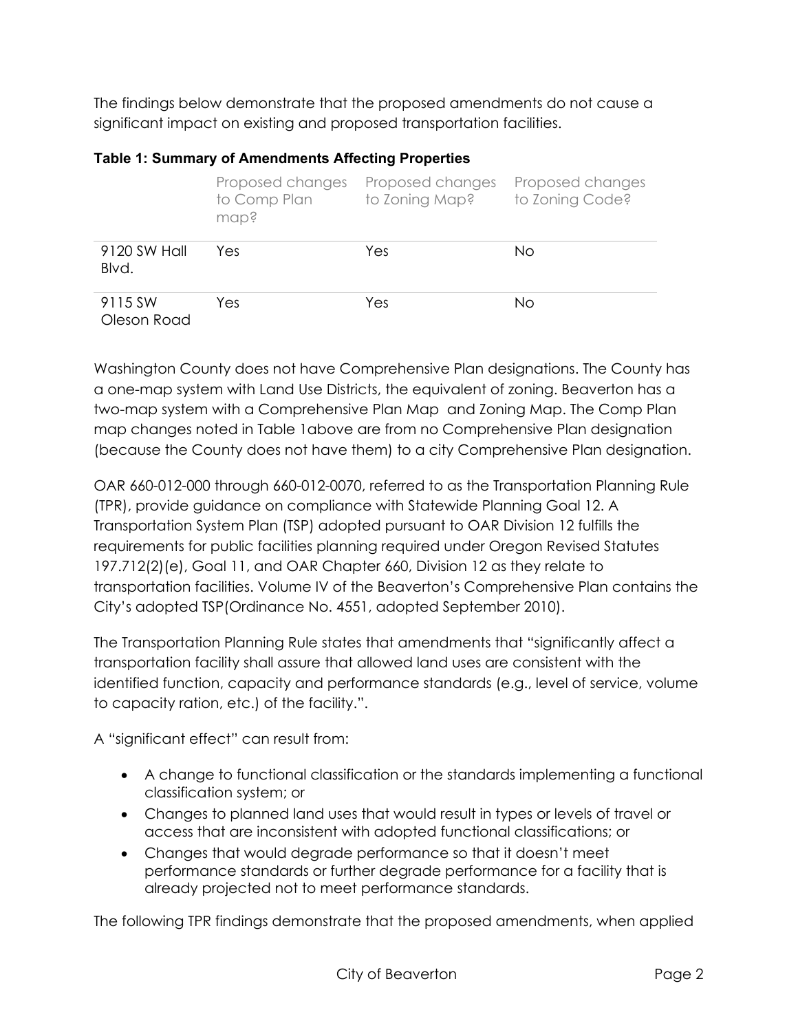The findings below demonstrate that the proposed amendments do not cause a significant impact on existing and proposed transportation facilities.

**Table 1: Summary of Amendments Affecting Properties**

| | Proposed changes to Comp Plan map? | Proposed changes to Zoning Map? | Proposed changes to Zoning Code? |
|---|---|---|---|
| 9120 SW Hall Blvd. | Yes | Yes | No |
| 9115 SW Oleson Road | Yes | Yes | No |

Washington County does not have Comprehensive Plan designations. The County has a one-map system with Land Use Districts, the equivalent of zoning. Beaverton has a two-map system with a Comprehensive Plan Map and Zoning Map. The Comp Plan map changes noted in Table 1above are from no Comprehensive Plan designation (because the County does not have them) to a city Comprehensive Plan designation.

OAR 660-012-000 through 660-012-0070, referred to as the Transportation Planning Rule (TPR), provide guidance on compliance with Statewide Planning Goal 12. A Transportation System Plan (TSP) adopted pursuant to OAR Division 12 fulfills the requirements for public facilities planning required under Oregon Revised Statutes 197.712(2)(e), Goal 11, and OAR Chapter 660, Division 12 as they relate to transportation facilities. Volume IV of the Beaverton's Comprehensive Plan contains the City's adopted TSP(Ordinance No. 4551, adopted September 2010).

The Transportation Planning Rule states that amendments that "significantly affect a transportation facility shall assure that allowed land uses are consistent with the identified function, capacity and performance standards (e.g., level of service, volume to capacity ration, etc.) of the facility.".

A "significant effect" can result from:

- A change to functional classification or the standards implementing a functional classification system; or
- Changes to planned land uses that would result in types or levels of travel or access that are inconsistent with adopted functional classifications; or
- Changes that would degrade performance so that it doesn't meet performance standards or further degrade performance for a facility that is already projected not to meet performance standards.

The following TPR findings demonstrate that the proposed amendments, when applied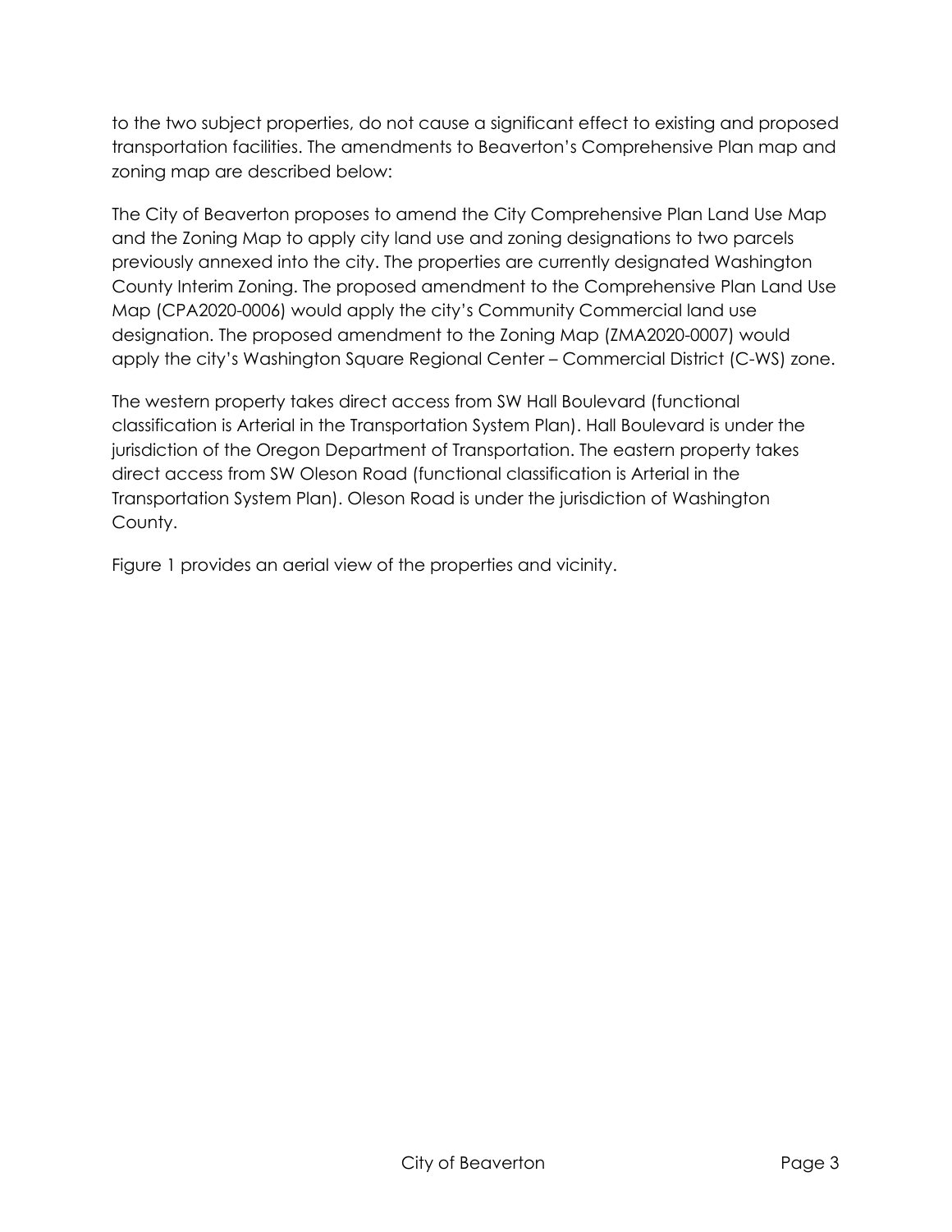to the two subject properties, do not cause a significant effect to existing and proposed transportation facilities. The amendments to Beaverton's Comprehensive Plan map and zoning map are described below:

The City of Beaverton proposes to amend the City Comprehensive Plan Land Use Map and the Zoning Map to apply city land use and zoning designations to two parcels previously annexed into the city. The properties are currently designated Washington County Interim Zoning. The proposed amendment to the Comprehensive Plan Land Use Map (CPA2020-0006) would apply the city's Community Commercial land use designation. The proposed amendment to the Zoning Map (ZMA2020-0007) would apply the city's Washington Square Regional Center – Commercial District (C-WS) zone.

The western property takes direct access from SW Hall Boulevard (functional classification is Arterial in the Transportation System Plan). Hall Boulevard is under the jurisdiction of the Oregon Department of Transportation. The eastern property takes direct access from SW Oleson Road (functional classification is Arterial in the Transportation System Plan). Oleson Road is under the jurisdiction of Washington County.

Figure 1 provides an aerial view of the properties and vicinity.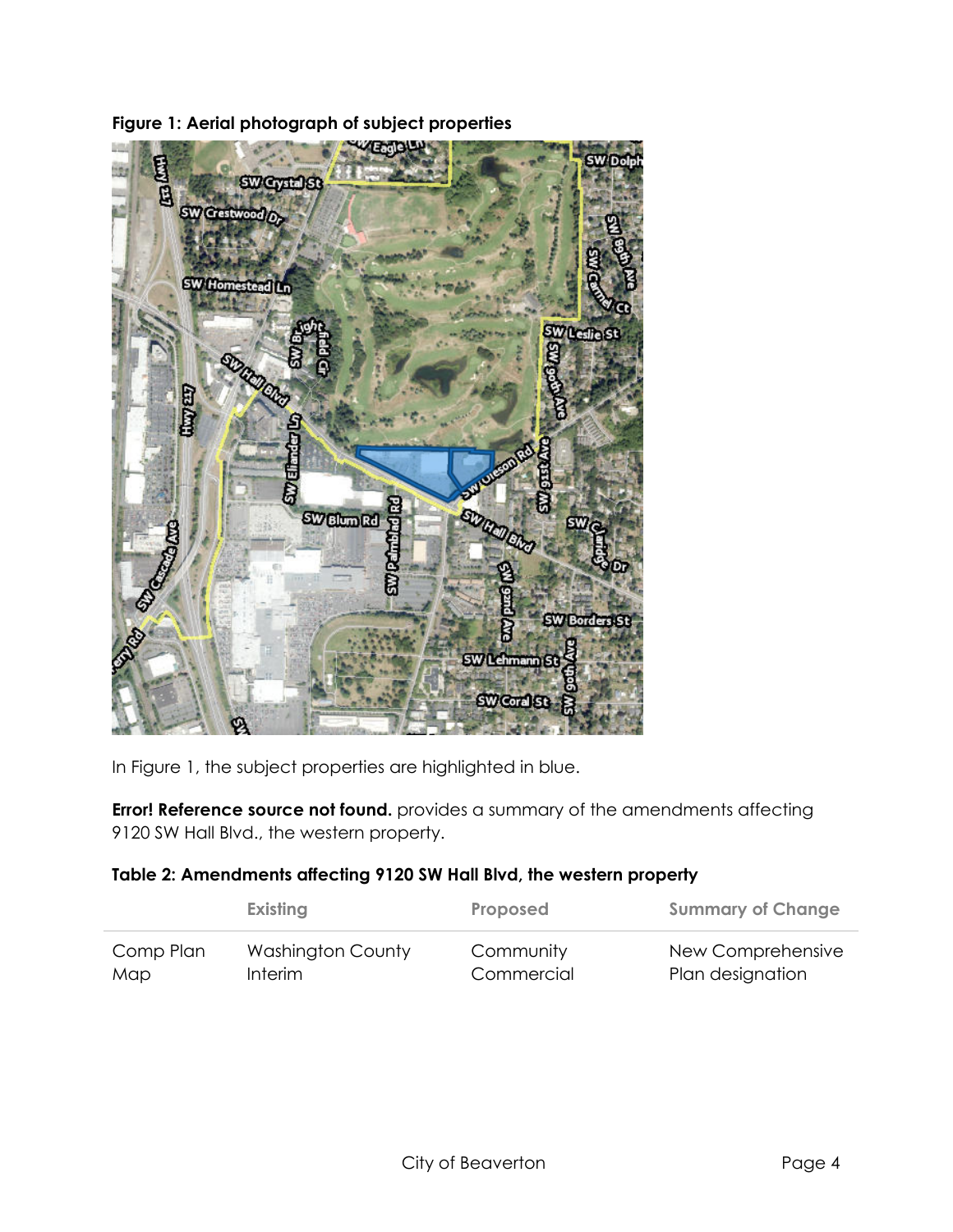**Figure 1: Aerial photograph of subject properties**

In Figure 1, the subject properties are highlighted in blue.

**Error! Reference source not found.** provides a summary of the amendments affecting 9120 SW Hall Blvd., the western property.

**Table 2: Amendments affecting 9120 SW Hall Blvd, the western property**

| | Existing | Proposed | Summary of Change |
|---|---|---|---|
| Comp Plan Map | Washington County Interim | Community Commercial | New Comprehensive Plan designation |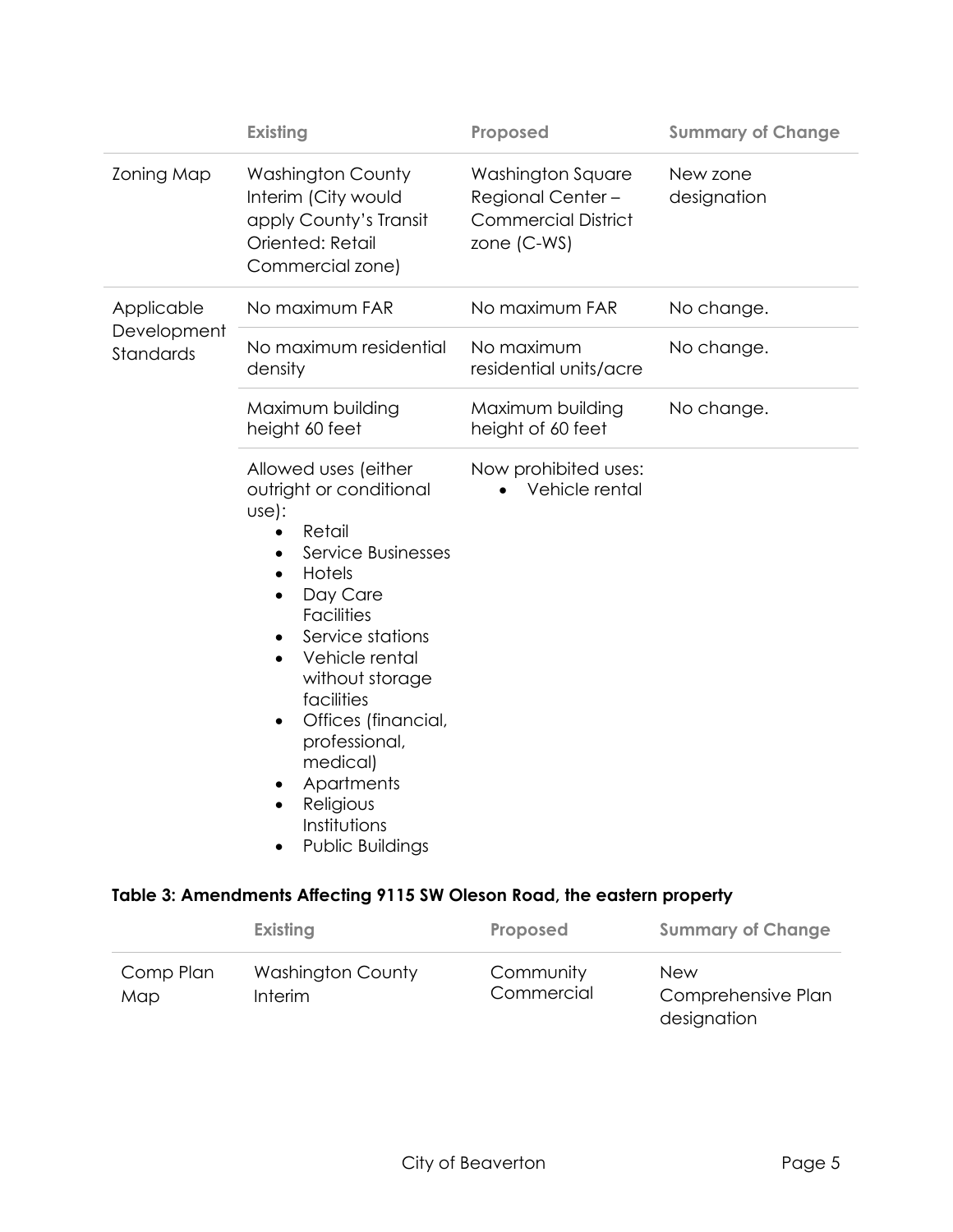| | Existing | Proposed | Summary of Change |
|---|---|---|---|
| Zoning Map | Washington County Interim (City would apply County's Transit Oriented: Retail Commercial zone) | Washington Square Regional Center – Commercial District zone (C-WS) | New zone designation |
| Applicable Development Standards | No maximum FAR | No maximum FAR | No change. |
| | No maximum residential density | No maximum residential units/acre | No change. |
| | Maximum building height 60 feet | Maximum building height of 60 feet | No change. |
| | Allowed uses (either outright or conditional use):<br>• Retail<br>• Service Businesses<br>• Hotels<br>• Day Care Facilities<br>• Service stations<br>• Vehicle rental without storage facilities<br>• Offices (financial, professional, medical)<br>• Apartments<br>• Religious Institutions<br>• Public Buildings | Now prohibited uses:<br>• Vehicle rental | |

**Table 3: Amendments Affecting 9115 SW Oleson Road, the eastern property**

| | Existing | Proposed | Summary of Change |
|---|---|---|---|
| Comp Plan Map | Washington County Interim | Community Commercial | New Comprehensive Plan designation |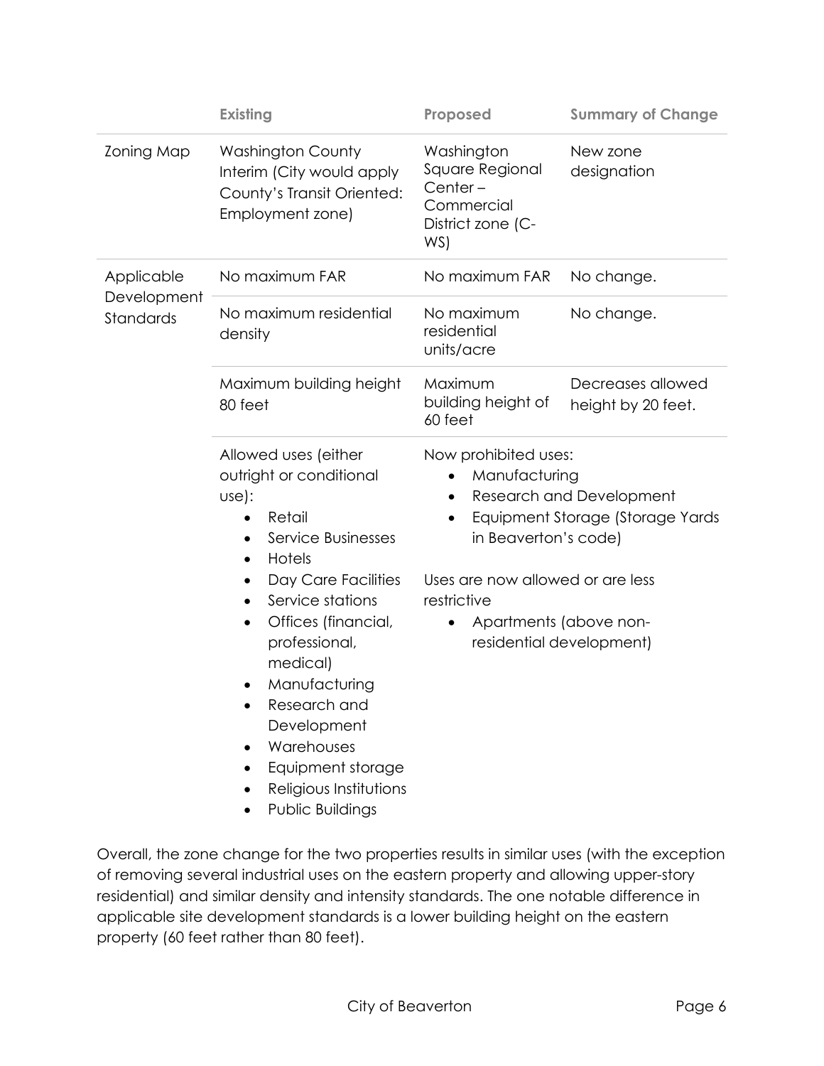| | Existing | Proposed | Summary of Change |
|---|---|---|---|
| Zoning Map | Washington County Interim (City would apply County's Transit Oriented: Employment zone) | Washington Square Regional Center – Commercial District zone (C-WS) | New zone designation |
| Applicable Development Standards | No maximum FAR | No maximum FAR | No change. |
| | No maximum residential density | No maximum residential units/acre | No change. |
| | Maximum building height 80 feet | Maximum building height of 60 feet | Decreases allowed height by 20 feet. |
| | Allowed uses (either outright or conditional use):<br>• Retail<br>• Service Businesses<br>• Hotels<br>• Day Care Facilities<br>• Service stations<br>• Offices (financial, professional, medical)<br>• Manufacturing<br>• Research and Development<br>• Warehouses<br>• Equipment storage<br>• Religious Institutions<br>• Public Buildings | Now prohibited uses:<br>• Manufacturing<br>• Research and Development<br>• Equipment Storage (Storage Yards in Beaverton's code)<br><br>Uses are now allowed or are less restrictive<br>• Apartments (above non-residential development) | |

Overall, the zone change for the two properties results in similar uses (with the exception of removing several industrial uses on the eastern property and allowing upper-story residential) and similar density and intensity standards. The one notable difference in applicable site development standards is a lower building height on the eastern property (60 feet rather than 80 feet).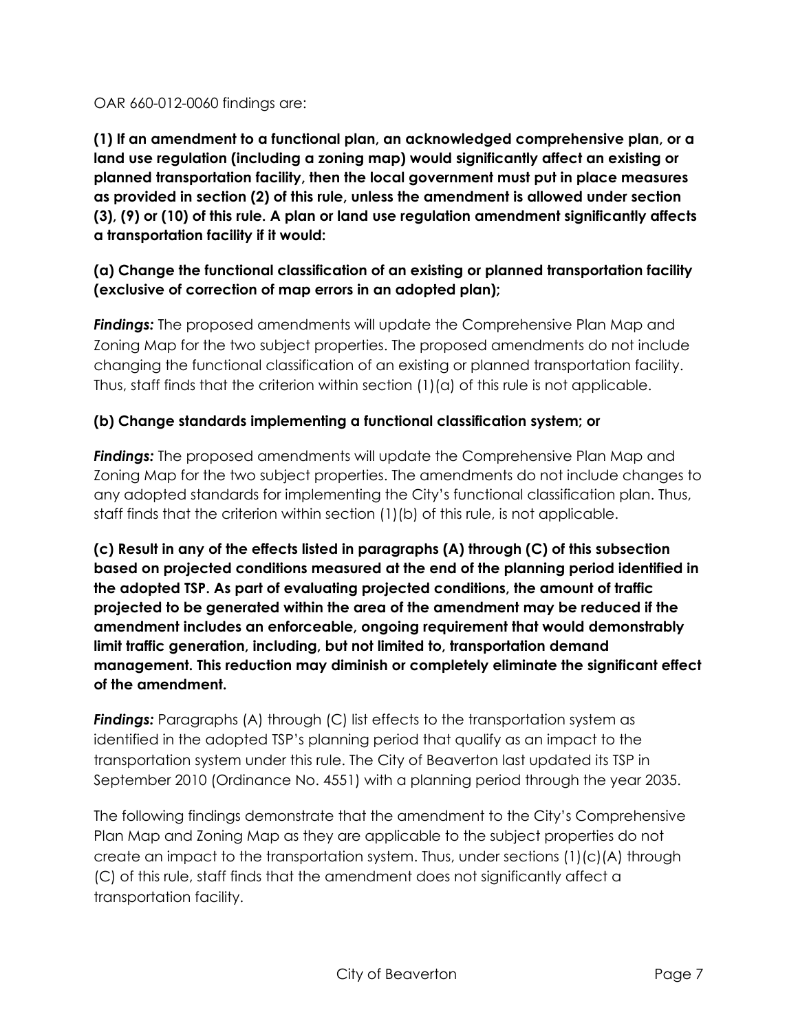OAR 660-012-0060 findings are:

**(1) If an amendment to a functional plan, an acknowledged comprehensive plan, or a land use regulation (including a zoning map) would significantly affect an existing or planned transportation facility, then the local government must put in place measures as provided in section (2) of this rule, unless the amendment is allowed under section (3), (9) or (10) of this rule. A plan or land use regulation amendment significantly affects a transportation facility if it would:**

**(a) Change the functional classification of an existing or planned transportation facility (exclusive of correction of map errors in an adopted plan);**

***Findings:*** The proposed amendments will update the Comprehensive Plan Map and Zoning Map for the two subject properties. The proposed amendments do not include changing the functional classification of an existing or planned transportation facility. Thus, staff finds that the criterion within section (1)(a) of this rule is not applicable.

**(b) Change standards implementing a functional classification system; or**

***Findings:*** The proposed amendments will update the Comprehensive Plan Map and Zoning Map for the two subject properties. The amendments do not include changes to any adopted standards for implementing the City's functional classification plan. Thus, staff finds that the criterion within section (1)(b) of this rule, is not applicable.

**(c) Result in any of the effects listed in paragraphs (A) through (C) of this subsection based on projected conditions measured at the end of the planning period identified in the adopted TSP. As part of evaluating projected conditions, the amount of traffic projected to be generated within the area of the amendment may be reduced if the amendment includes an enforceable, ongoing requirement that would demonstrably limit traffic generation, including, but not limited to, transportation demand management. This reduction may diminish or completely eliminate the significant effect of the amendment.**

***Findings:*** Paragraphs (A) through (C) list effects to the transportation system as identified in the adopted TSP's planning period that qualify as an impact to the transportation system under this rule. The City of Beaverton last updated its TSP in September 2010 (Ordinance No. 4551) with a planning period through the year 2035.

The following findings demonstrate that the amendment to the City's Comprehensive Plan Map and Zoning Map as they are applicable to the subject properties do not create an impact to the transportation system. Thus, under sections (1)(c)(A) through (C) of this rule, staff finds that the amendment does not significantly affect a transportation facility.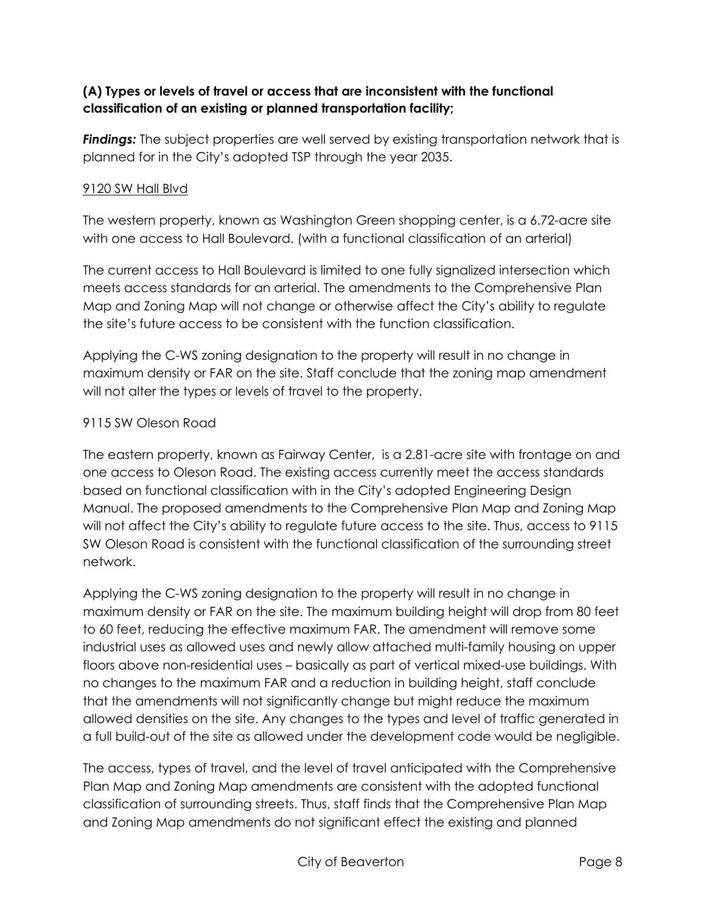**(A) Types or levels of travel or access that are inconsistent with the functional classification of an existing or planned transportation facility;**

***Findings:*** The subject properties are well served by existing transportation network that is planned for in the City's adopted TSP through the year 2035.

<u>9120 SW Hall Blvd</u>

The western property, known as Washington Green shopping center, is a 6.72-acre site with one access to Hall Boulevard. (with a functional classification of an arterial)

The current access to Hall Boulevard is limited to one fully signalized intersection which meets access standards for an arterial. The amendments to the Comprehensive Plan Map and Zoning Map will not change or otherwise affect the City's ability to regulate the site's future access to be consistent with the function classification.

Applying the C-WS zoning designation to the property will result in no change in maximum density or FAR on the site. Staff conclude that the zoning map amendment will not alter the types or levels of travel to the property.

9115 SW Oleson Road

The eastern property, known as Fairway Center, is a 2.81-acre site with frontage on and one access to Oleson Road. The existing access currently meet the access standards based on functional classification with in the City's adopted Engineering Design Manual. The proposed amendments to the Comprehensive Plan Map and Zoning Map will not affect the City's ability to regulate future access to the site. Thus, access to 9115 SW Oleson Road is consistent with the functional classification of the surrounding street network.

Applying the C-WS zoning designation to the property will result in no change in maximum density or FAR on the site. The maximum building height will drop from 80 feet to 60 feet, reducing the effective maximum FAR. The amendment will remove some industrial uses as allowed uses and newly allow attached multi-family housing on upper floors above non-residential uses – basically as part of vertical mixed-use buildings. With no changes to the maximum FAR and a reduction in building height, staff conclude that the amendments will not significantly change but might reduce the maximum allowed densities on the site. Any changes to the types and level of traffic generated in a full build-out of the site as allowed under the development code would be negligible.

The access, types of travel, and the level of travel anticipated with the Comprehensive Plan Map and Zoning Map amendments are consistent with the adopted functional classification of surrounding streets. Thus, staff finds that the Comprehensive Plan Map and Zoning Map amendments do not significant effect the existing and planned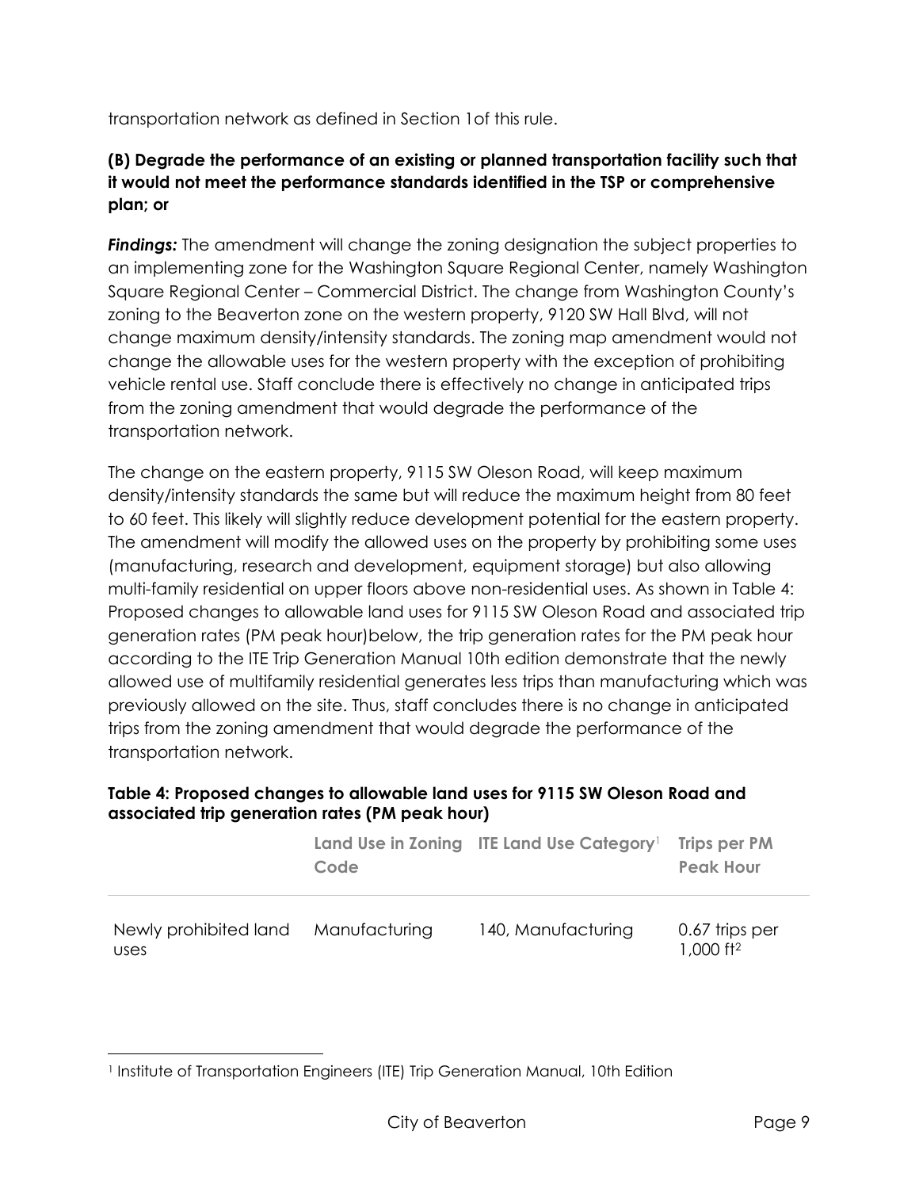transportation network as defined in Section 1of this rule.

**(B) Degrade the performance of an existing or planned transportation facility such that it would not meet the performance standards identified in the TSP or comprehensive plan; or**

***Findings:*** The amendment will change the zoning designation the subject properties to an implementing zone for the Washington Square Regional Center, namely Washington Square Regional Center – Commercial District. The change from Washington County's zoning to the Beaverton zone on the western property, 9120 SW Hall Blvd, will not change maximum density/intensity standards. The zoning map amendment would not change the allowable uses for the western property with the exception of prohibiting vehicle rental use. Staff conclude there is effectively no change in anticipated trips from the zoning amendment that would degrade the performance of the transportation network.

The change on the eastern property, 9115 SW Oleson Road, will keep maximum density/intensity standards the same but will reduce the maximum height from 80 feet to 60 feet. This likely will slightly reduce development potential for the eastern property. The amendment will modify the allowed uses on the property by prohibiting some uses (manufacturing, research and development, equipment storage) but also allowing multi-family residential on upper floors above non-residential uses. As shown in Table 4: Proposed changes to allowable land uses for 9115 SW Oleson Road and associated trip generation rates (PM peak hour)below, the trip generation rates for the PM peak hour according to the ITE Trip Generation Manual 10th edition demonstrate that the newly allowed use of multifamily residential generates less trips than manufacturing which was previously allowed on the site. Thus, staff concludes there is no change in anticipated trips from the zoning amendment that would degrade the performance of the transportation network.

**Table 4: Proposed changes to allowable land uses for 9115 SW Oleson Road and associated trip generation rates (PM peak hour)**

| | Land Use in Zoning Code | ITE Land Use Category[1] | Trips per PM Peak Hour |
|---|---|---|---|
| Newly prohibited land uses | Manufacturing | 140, Manufacturing | 0.67 trips per 1,000 $ft^2$ |

[1] Institute of Transportation Engineers (ITE) Trip Generation Manual, 10th Edition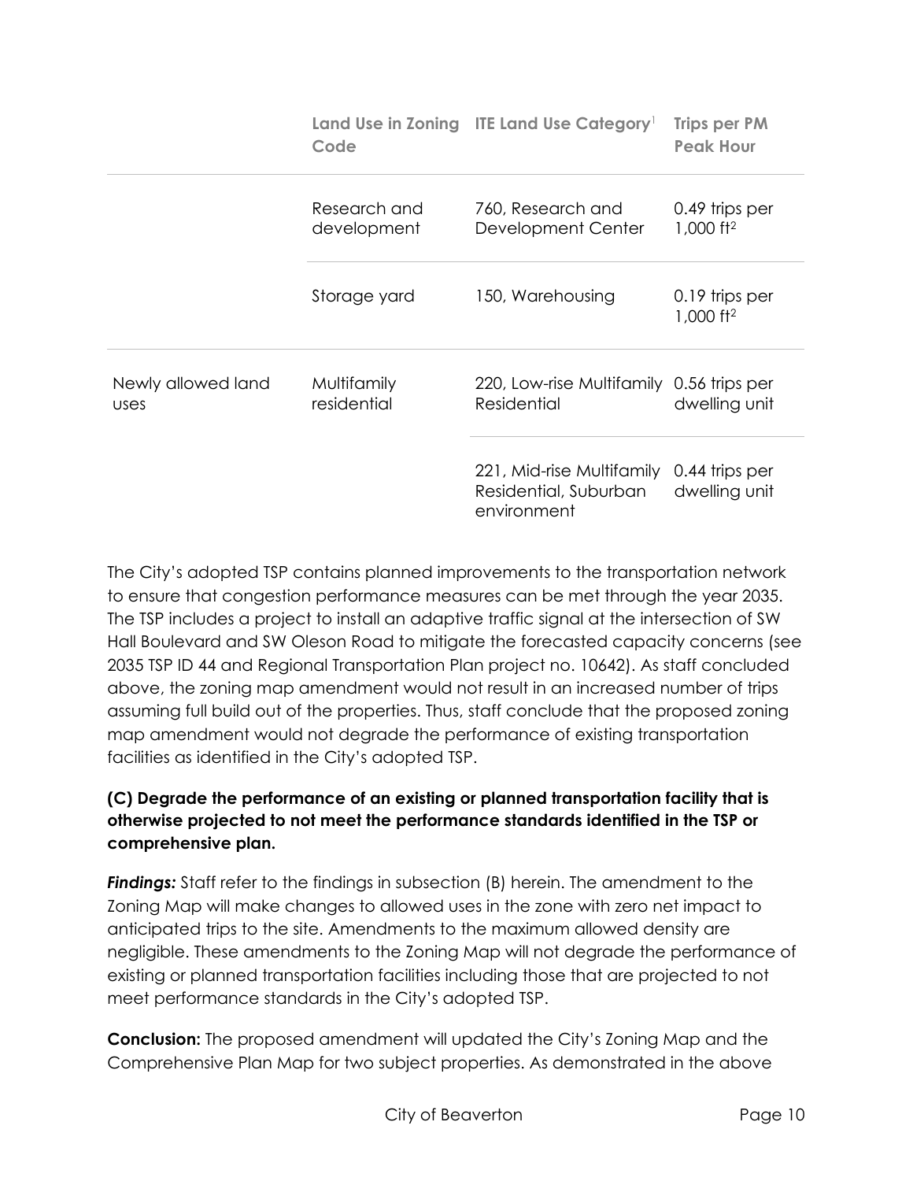| | Land Use in Zoning Code | ITE Land Use Category[1] | Trips per PM Peak Hour |
|---|---|---|---|
| | Research and development | 760, Research and Development Center | 0.49 trips per 1,000 $ft^2$ |
| | Storage yard | 150, Warehousing | 0.19 trips per 1,000 $ft^2$ |
| Newly allowed land uses | Multifamily residential | 220, Low-rise Multifamily Residential | 0.56 trips per dwelling unit |
| | | 221, Mid-rise Multifamily Residential, Suburban environment | 0.44 trips per dwelling unit |

The City's adopted TSP contains planned improvements to the transportation network to ensure that congestion performance measures can be met through the year 2035. The TSP includes a project to install an adaptive traffic signal at the intersection of SW Hall Boulevard and SW Oleson Road to mitigate the forecasted capacity concerns (see 2035 TSP ID 44 and Regional Transportation Plan project no. 10642). As staff concluded above, the zoning map amendment would not result in an increased number of trips assuming full build out of the properties. Thus, staff conclude that the proposed zoning map amendment would not degrade the performance of existing transportation facilities as identified in the City's adopted TSP.

**(C) Degrade the performance of an existing or planned transportation facility that is otherwise projected to not meet the performance standards identified in the TSP or comprehensive plan.**

***Findings:*** Staff refer to the findings in subsection (B) herein. The amendment to the Zoning Map will make changes to allowed uses in the zone with zero net impact to anticipated trips to the site. Amendments to the maximum allowed density are negligible. These amendments to the Zoning Map will not degrade the performance of existing or planned transportation facilities including those that are projected to not meet performance standards in the City's adopted TSP.

**Conclusion:** The proposed amendment will updated the City's Zoning Map and the Comprehensive Plan Map for two subject properties. As demonstrated in the above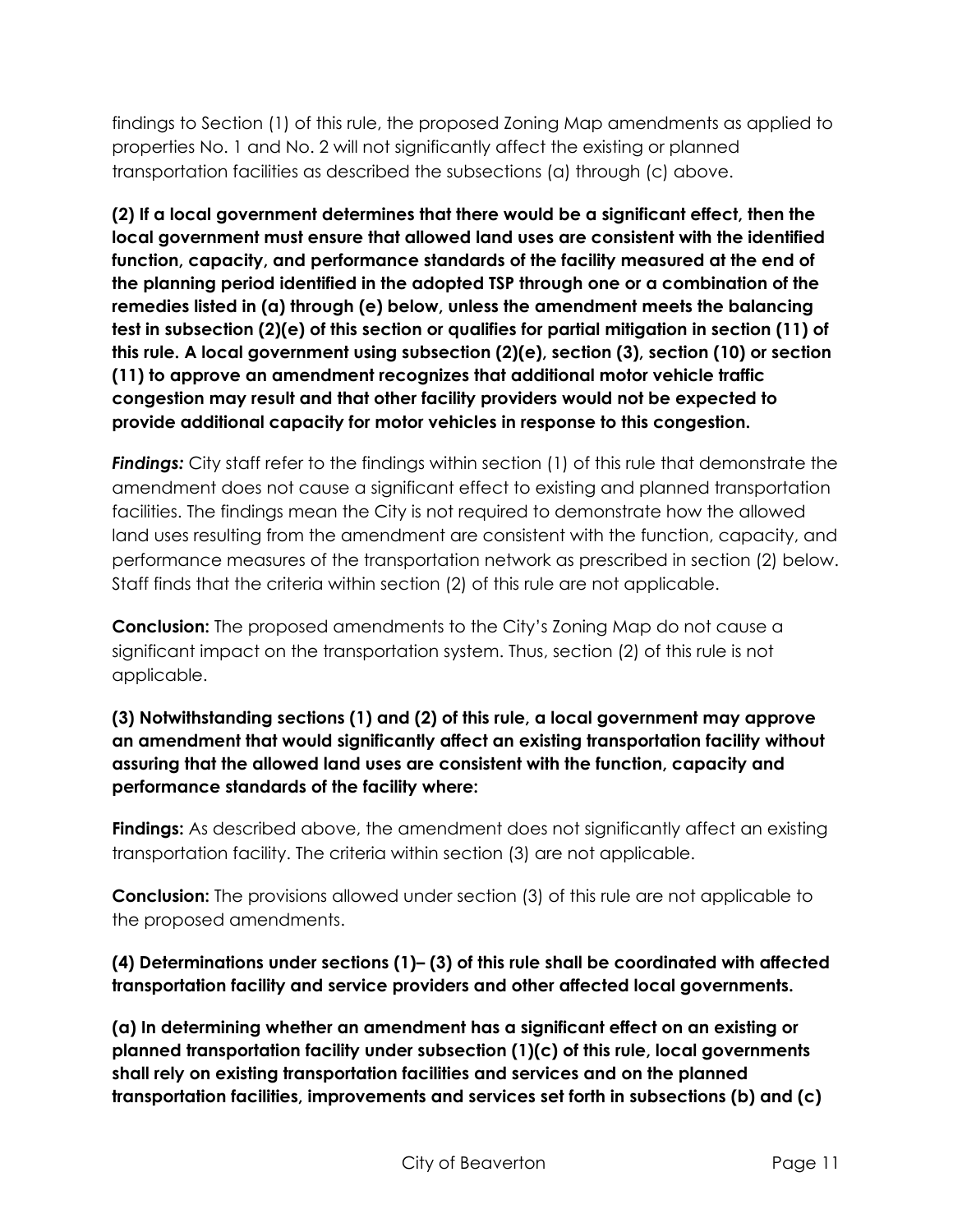findings to Section (1) of this rule, the proposed Zoning Map amendments as applied to properties No. 1 and No. 2 will not significantly affect the existing or planned transportation facilities as described the subsections (a) through (c) above.

**(2) If a local government determines that there would be a significant effect, then the local government must ensure that allowed land uses are consistent with the identified function, capacity, and performance standards of the facility measured at the end of the planning period identified in the adopted TSP through one or a combination of the remedies listed in (a) through (e) below, unless the amendment meets the balancing test in subsection (2)(e) of this section or qualifies for partial mitigation in section (11) of this rule. A local government using subsection (2)(e), section (3), section (10) or section (11) to approve an amendment recognizes that additional motor vehicle traffic congestion may result and that other facility providers would not be expected to provide additional capacity for motor vehicles in response to this congestion.**

***Findings:*** City staff refer to the findings within section (1) of this rule that demonstrate the amendment does not cause a significant effect to existing and planned transportation facilities. The findings mean the City is not required to demonstrate how the allowed land uses resulting from the amendment are consistent with the function, capacity, and performance measures of the transportation network as prescribed in section (2) below. Staff finds that the criteria within section (2) of this rule are not applicable.

**Conclusion:** The proposed amendments to the City's Zoning Map do not cause a significant impact on the transportation system. Thus, section (2) of this rule is not applicable.

**(3) Notwithstanding sections (1) and (2) of this rule, a local government may approve an amendment that would significantly affect an existing transportation facility without assuring that the allowed land uses are consistent with the function, capacity and performance standards of the facility where:**

**Findings:** As described above, the amendment does not significantly affect an existing transportation facility. The criteria within section (3) are not applicable.

**Conclusion:** The provisions allowed under section (3) of this rule are not applicable to the proposed amendments.

**(4) Determinations under sections (1)– (3) of this rule shall be coordinated with affected transportation facility and service providers and other affected local governments.**

**(a) In determining whether an amendment has a significant effect on an existing or planned transportation facility under subsection (1)(c) of this rule, local governments shall rely on existing transportation facilities and services and on the planned transportation facilities, improvements and services set forth in subsections (b) and (c)**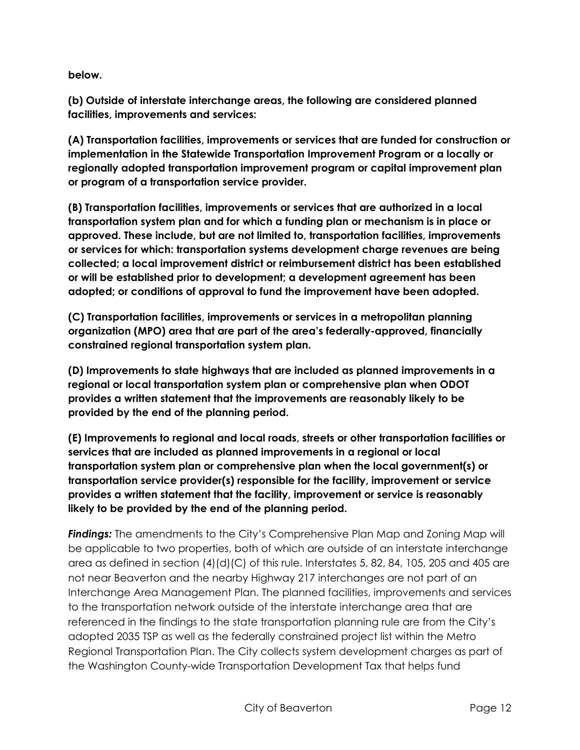**below.**

**(b) Outside of interstate interchange areas, the following are considered planned facilities, improvements and services:**

**(A) Transportation facilities, improvements or services that are funded for construction or implementation in the Statewide Transportation Improvement Program or a locally or regionally adopted transportation improvement program or capital improvement plan or program of a transportation service provider.**

**(B) Transportation facilities, improvements or services that are authorized in a local transportation system plan and for which a funding plan or mechanism is in place or approved. These include, but are not limited to, transportation facilities, improvements or services for which: transportation systems development charge revenues are being collected; a local improvement district or reimbursement district has been established or will be established prior to development; a development agreement has been adopted; or conditions of approval to fund the improvement have been adopted.**

**(C) Transportation facilities, improvements or services in a metropolitan planning organization (MPO) area that are part of the area's federally-approved, financially constrained regional transportation system plan.**

**(D) Improvements to state highways that are included as planned improvements in a regional or local transportation system plan or comprehensive plan when ODOT provides a written statement that the improvements are reasonably likely to be provided by the end of the planning period.**

**(E) Improvements to regional and local roads, streets or other transportation facilities or services that are included as planned improvements in a regional or local transportation system plan or comprehensive plan when the local government(s) or transportation service provider(s) responsible for the facility, improvement or service provides a written statement that the facility, improvement or service is reasonably likely to be provided by the end of the planning period.**

***Findings:*** The amendments to the City's Comprehensive Plan Map and Zoning Map will be applicable to two properties, both of which are outside of an interstate interchange area as defined in section (4)(d)(C) of this rule. Interstates 5, 82, 84, 105, 205 and 405 are not near Beaverton and the nearby Highway 217 interchanges are not part of an Interchange Area Management Plan. The planned facilities, improvements and services to the transportation network outside of the interstate interchange area that are referenced in the findings to the state transportation planning rule are from the City's adopted 2035 TSP as well as the federally constrained project list within the Metro Regional Transportation Plan. The City collects system development charges as part of the Washington County-wide Transportation Development Tax that helps fund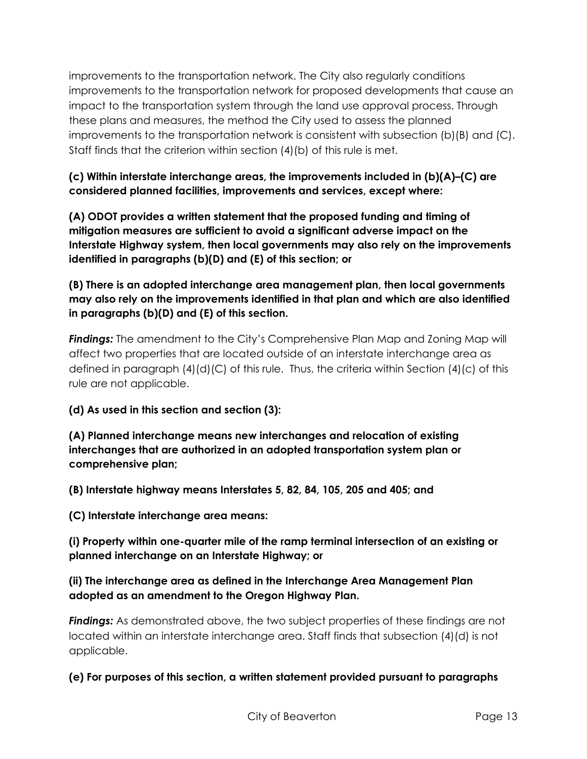improvements to the transportation network. The City also regularly conditions improvements to the transportation network for proposed developments that cause an impact to the transportation system through the land use approval process. Through these plans and measures, the method the City used to assess the planned improvements to the transportation network is consistent with subsection (b)(B) and (C). Staff finds that the criterion within section (4)(b) of this rule is met.

**(c) Within interstate interchange areas, the improvements included in (b)(A)–(C) are considered planned facilities, improvements and services, except where:**

**(A) ODOT provides a written statement that the proposed funding and timing of mitigation measures are sufficient to avoid a significant adverse impact on the Interstate Highway system, then local governments may also rely on the improvements identified in paragraphs (b)(D) and (E) of this section; or**

**(B) There is an adopted interchange area management plan, then local governments may also rely on the improvements identified in that plan and which are also identified in paragraphs (b)(D) and (E) of this section.**

***Findings:*** The amendment to the City's Comprehensive Plan Map and Zoning Map will affect two properties that are located outside of an interstate interchange area as defined in paragraph (4)(d)(C) of this rule. Thus, the criteria within Section (4)(c) of this rule are not applicable.

**(d) As used in this section and section (3):**

**(A) Planned interchange means new interchanges and relocation of existing interchanges that are authorized in an adopted transportation system plan or comprehensive plan;**

**(B) Interstate highway means Interstates 5, 82, 84, 105, 205 and 405; and**

**(C) Interstate interchange area means:**

**(i) Property within one-quarter mile of the ramp terminal intersection of an existing or planned interchange on an Interstate Highway; or**

**(ii) The interchange area as defined in the Interchange Area Management Plan adopted as an amendment to the Oregon Highway Plan.**

***Findings:*** As demonstrated above, the two subject properties of these findings are not located within an interstate interchange area. Staff finds that subsection (4)(d) is not applicable.

**(e) For purposes of this section, a written statement provided pursuant to paragraphs**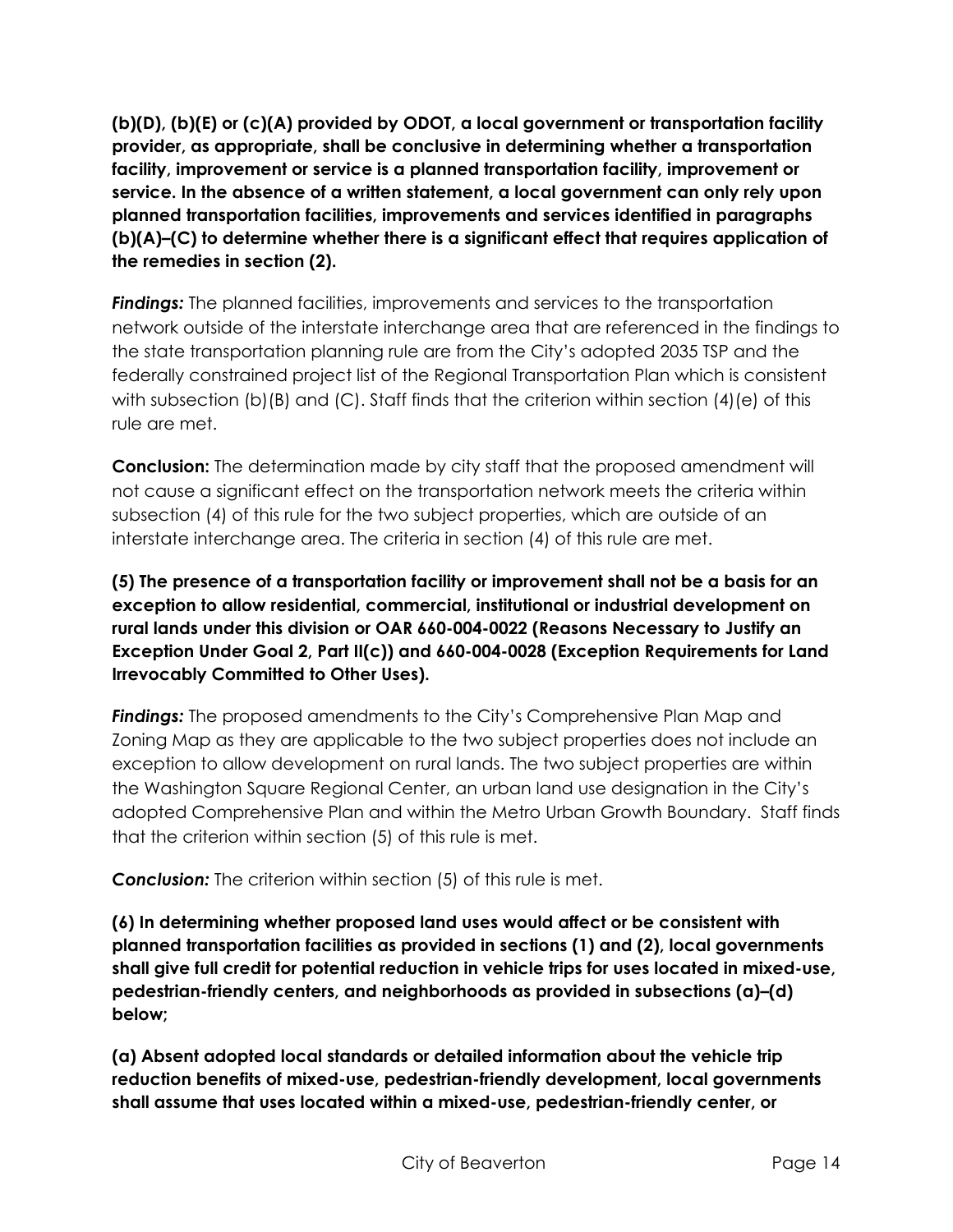**(b)(D), (b)(E) or (c)(A) provided by ODOT, a local government or transportation facility provider, as appropriate, shall be conclusive in determining whether a transportation facility, improvement or service is a planned transportation facility, improvement or service. In the absence of a written statement, a local government can only rely upon planned transportation facilities, improvements and services identified in paragraphs (b)(A)–(C) to determine whether there is a significant effect that requires application of the remedies in section (2).**

***Findings:*** The planned facilities, improvements and services to the transportation network outside of the interstate interchange area that are referenced in the findings to the state transportation planning rule are from the City's adopted 2035 TSP and the federally constrained project list of the Regional Transportation Plan which is consistent with subsection (b)(B) and (C). Staff finds that the criterion within section (4)(e) of this rule are met.

**Conclusion:** The determination made by city staff that the proposed amendment will not cause a significant effect on the transportation network meets the criteria within subsection (4) of this rule for the two subject properties, which are outside of an interstate interchange area. The criteria in section (4) of this rule are met.

**(5) The presence of a transportation facility or improvement shall not be a basis for an exception to allow residential, commercial, institutional or industrial development on rural lands under this division or OAR 660-004-0022 (Reasons Necessary to Justify an Exception Under Goal 2, Part II(c)) and 660-004-0028 (Exception Requirements for Land Irrevocably Committed to Other Uses).**

***Findings:*** The proposed amendments to the City's Comprehensive Plan Map and Zoning Map as they are applicable to the two subject properties does not include an exception to allow development on rural lands. The two subject properties are within the Washington Square Regional Center, an urban land use designation in the City's adopted Comprehensive Plan and within the Metro Urban Growth Boundary. Staff finds that the criterion within section (5) of this rule is met.

***Conclusion:*** The criterion within section (5) of this rule is met.

**(6) In determining whether proposed land uses would affect or be consistent with planned transportation facilities as provided in sections (1) and (2), local governments shall give full credit for potential reduction in vehicle trips for uses located in mixed-use, pedestrian-friendly centers, and neighborhoods as provided in subsections (a)–(d) below;**

**(a) Absent adopted local standards or detailed information about the vehicle trip reduction benefits of mixed-use, pedestrian-friendly development, local governments shall assume that uses located within a mixed-use, pedestrian-friendly center, or**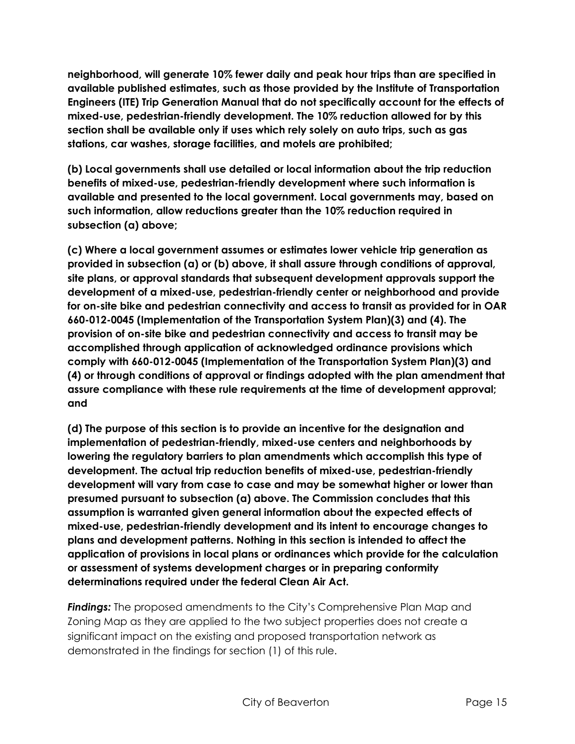**neighborhood, will generate 10% fewer daily and peak hour trips than are specified in available published estimates, such as those provided by the Institute of Transportation Engineers (ITE) Trip Generation Manual that do not specifically account for the effects of mixed-use, pedestrian-friendly development. The 10% reduction allowed for by this section shall be available only if uses which rely solely on auto trips, such as gas stations, car washes, storage facilities, and motels are prohibited;**

**(b) Local governments shall use detailed or local information about the trip reduction benefits of mixed-use, pedestrian-friendly development where such information is available and presented to the local government. Local governments may, based on such information, allow reductions greater than the 10% reduction required in subsection (a) above;**

**(c) Where a local government assumes or estimates lower vehicle trip generation as provided in subsection (a) or (b) above, it shall assure through conditions of approval, site plans, or approval standards that subsequent development approvals support the development of a mixed-use, pedestrian-friendly center or neighborhood and provide for on-site bike and pedestrian connectivity and access to transit as provided for in OAR 660-012-0045 (Implementation of the Transportation System Plan)(3) and (4). The provision of on-site bike and pedestrian connectivity and access to transit may be accomplished through application of acknowledged ordinance provisions which comply with 660-012-0045 (Implementation of the Transportation System Plan)(3) and (4) or through conditions of approval or findings adopted with the plan amendment that assure compliance with these rule requirements at the time of development approval; and**

**(d) The purpose of this section is to provide an incentive for the designation and implementation of pedestrian-friendly, mixed-use centers and neighborhoods by lowering the regulatory barriers to plan amendments which accomplish this type of development. The actual trip reduction benefits of mixed-use, pedestrian-friendly development will vary from case to case and may be somewhat higher or lower than presumed pursuant to subsection (a) above. The Commission concludes that this assumption is warranted given general information about the expected effects of mixed-use, pedestrian-friendly development and its intent to encourage changes to plans and development patterns. Nothing in this section is intended to affect the application of provisions in local plans or ordinances which provide for the calculation or assessment of systems development charges or in preparing conformity determinations required under the federal Clean Air Act.**

***Findings:*** The proposed amendments to the City's Comprehensive Plan Map and Zoning Map as they are applied to the two subject properties does not create a significant impact on the existing and proposed transportation network as demonstrated in the findings for section (1) of this rule.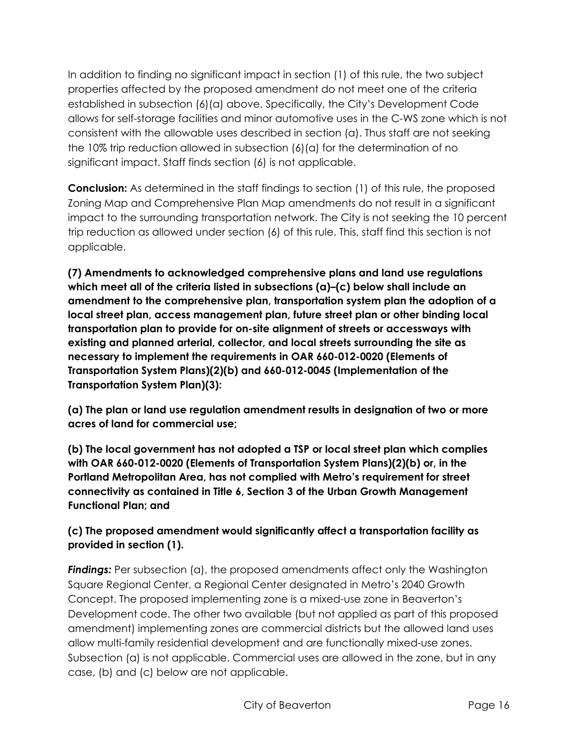In addition to finding no significant impact in section (1) of this rule, the two subject properties affected by the proposed amendment do not meet one of the criteria established in subsection (6)(a) above. Specifically, the City's Development Code allows for self-storage facilities and minor automotive uses in the C-WS zone which is not consistent with the allowable uses described in section (a). Thus staff are not seeking the 10% trip reduction allowed in subsection (6)(a) for the determination of no significant impact. Staff finds section (6) is not applicable.

**Conclusion:** As determined in the staff findings to section (1) of this rule, the proposed Zoning Map and Comprehensive Plan Map amendments do not result in a significant impact to the surrounding transportation network. The City is not seeking the 10 percent trip reduction as allowed under section (6) of this rule. This, staff find this section is not applicable.

**(7) Amendments to acknowledged comprehensive plans and land use regulations which meet all of the criteria listed in subsections (a)–(c) below shall include an amendment to the comprehensive plan, transportation system plan the adoption of a local street plan, access management plan, future street plan or other binding local transportation plan to provide for on-site alignment of streets or accessways with existing and planned arterial, collector, and local streets surrounding the site as necessary to implement the requirements in OAR 660-012-0020 (Elements of Transportation System Plans)(2)(b) and 660-012-0045 (Implementation of the Transportation System Plan)(3):**

**(a) The plan or land use regulation amendment results in designation of two or more acres of land for commercial use;**

**(b) The local government has not adopted a TSP or local street plan which complies with OAR 660-012-0020 (Elements of Transportation System Plans)(2)(b) or, in the Portland Metropolitan Area, has not complied with Metro's requirement for street connectivity as contained in Title 6, Section 3 of the Urban Growth Management Functional Plan; and**

**(c) The proposed amendment would significantly affect a transportation facility as provided in section (1).**

***Findings:*** Per subsection (a), the proposed amendments affect only the Washington Square Regional Center, a Regional Center designated in Metro's 2040 Growth Concept. The proposed implementing zone is a mixed-use zone in Beaverton's Development code. The other two available (but not applied as part of this proposed amendment) implementing zones are commercial districts but the allowed land uses allow multi-family residential development and are functionally mixed-use zones. Subsection (a) is not applicable. Commercial uses are allowed in the zone, but in any case, (b) and (c) below are not applicable.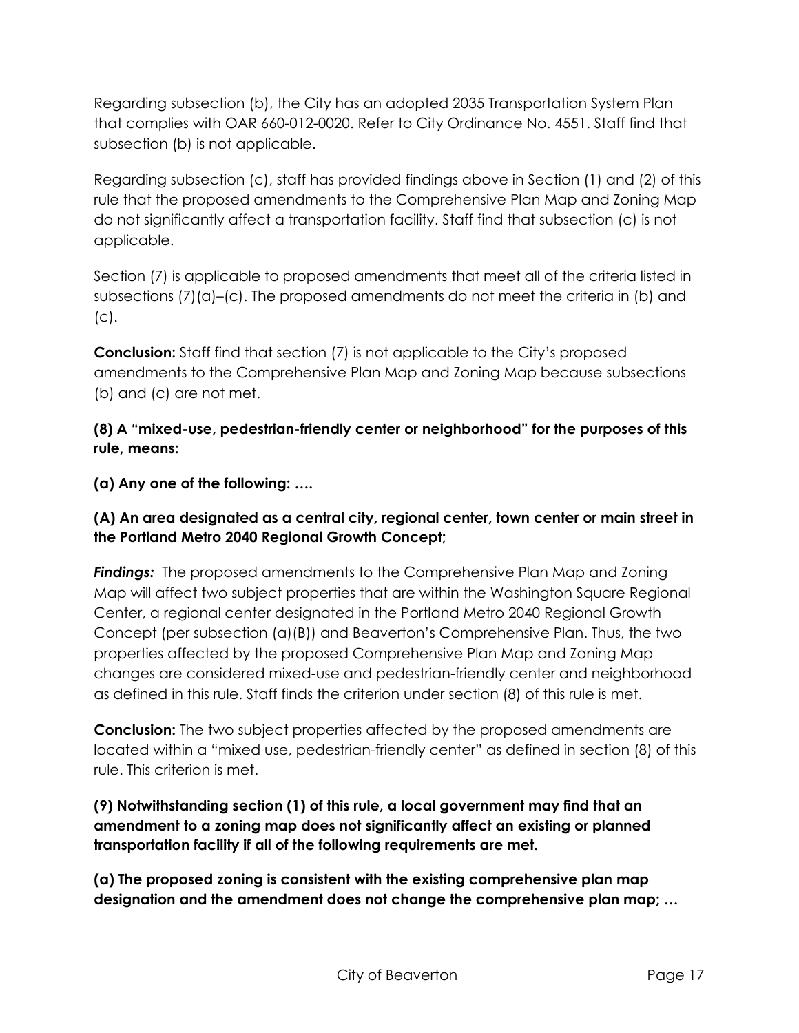Regarding subsection (b), the City has an adopted 2035 Transportation System Plan that complies with OAR 660-012-0020. Refer to City Ordinance No. 4551. Staff find that subsection (b) is not applicable.

Regarding subsection (c), staff has provided findings above in Section (1) and (2) of this rule that the proposed amendments to the Comprehensive Plan Map and Zoning Map do not significantly affect a transportation facility. Staff find that subsection (c) is not applicable.

Section (7) is applicable to proposed amendments that meet all of the criteria listed in subsections (7)(a)–(c). The proposed amendments do not meet the criteria in (b) and (c).

**Conclusion:** Staff find that section (7) is not applicable to the City's proposed amendments to the Comprehensive Plan Map and Zoning Map because subsections (b) and (c) are not met.

**(8) A "mixed-use, pedestrian-friendly center or neighborhood" for the purposes of this rule, means:**

**(a) Any one of the following: ….**

**(A) An area designated as a central city, regional center, town center or main street in the Portland Metro 2040 Regional Growth Concept;**

***Findings:*** The proposed amendments to the Comprehensive Plan Map and Zoning Map will affect two subject properties that are within the Washington Square Regional Center, a regional center designated in the Portland Metro 2040 Regional Growth Concept (per subsection (a)(B)) and Beaverton's Comprehensive Plan. Thus, the two properties affected by the proposed Comprehensive Plan Map and Zoning Map changes are considered mixed-use and pedestrian-friendly center and neighborhood as defined in this rule. Staff finds the criterion under section (8) of this rule is met.

**Conclusion:** The two subject properties affected by the proposed amendments are located within a "mixed use, pedestrian-friendly center" as defined in section (8) of this rule. This criterion is met.

**(9) Notwithstanding section (1) of this rule, a local government may find that an amendment to a zoning map does not significantly affect an existing or planned transportation facility if all of the following requirements are met.**

**(a) The proposed zoning is consistent with the existing comprehensive plan map designation and the amendment does not change the comprehensive plan map; …**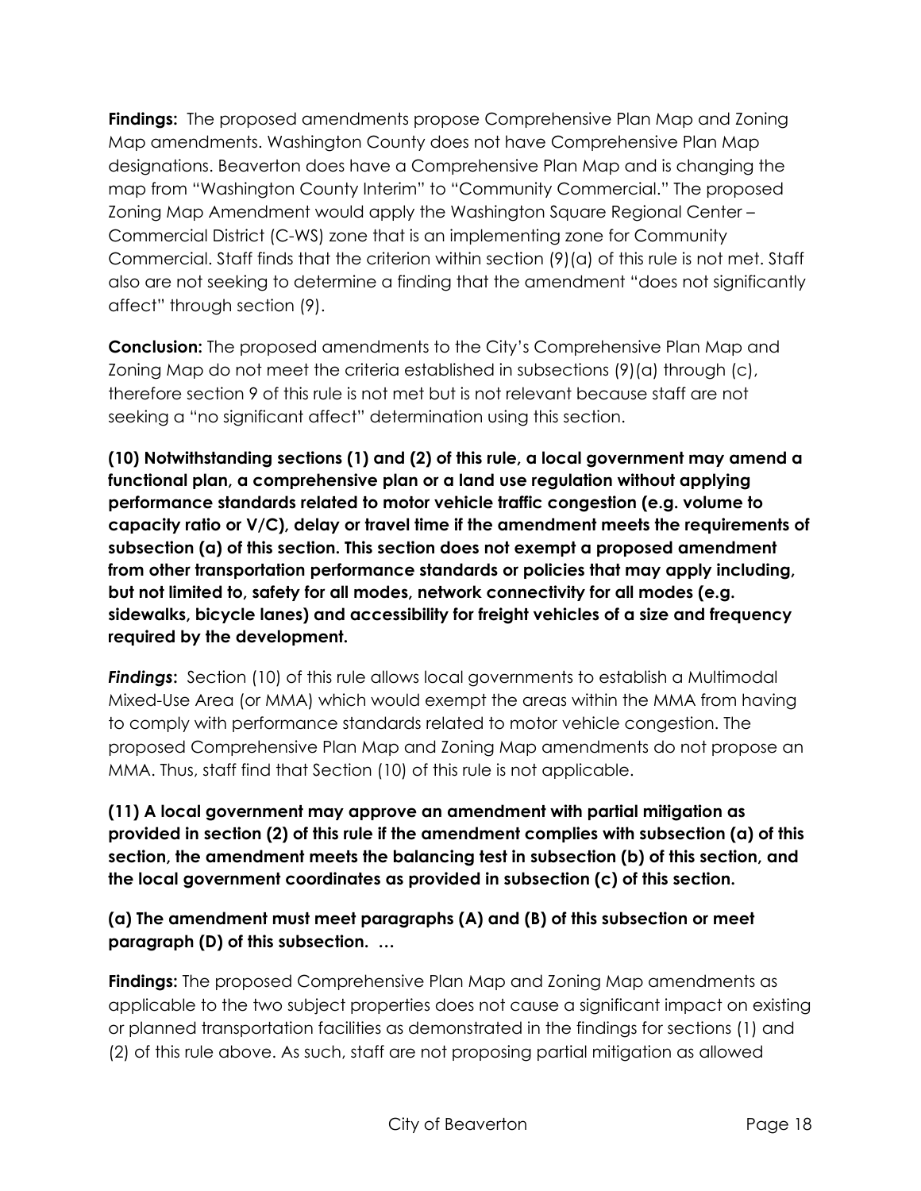**Findings:** The proposed amendments propose Comprehensive Plan Map and Zoning Map amendments. Washington County does not have Comprehensive Plan Map designations. Beaverton does have a Comprehensive Plan Map and is changing the map from "Washington County Interim" to "Community Commercial." The proposed Zoning Map Amendment would apply the Washington Square Regional Center – Commercial District (C-WS) zone that is an implementing zone for Community Commercial. Staff finds that the criterion within section (9)(a) of this rule is not met. Staff also are not seeking to determine a finding that the amendment "does not significantly affect" through section (9).

**Conclusion:** The proposed amendments to the City's Comprehensive Plan Map and Zoning Map do not meet the criteria established in subsections (9)(a) through (c), therefore section 9 of this rule is not met but is not relevant because staff are not seeking a "no significant affect" determination using this section.

**(10) Notwithstanding sections (1) and (2) of this rule, a local government may amend a functional plan, a comprehensive plan or a land use regulation without applying performance standards related to motor vehicle traffic congestion (e.g. volume to capacity ratio or V/C), delay or travel time if the amendment meets the requirements of subsection (a) of this section. This section does not exempt a proposed amendment from other transportation performance standards or policies that may apply including, but not limited to, safety for all modes, network connectivity for all modes (e.g. sidewalks, bicycle lanes) and accessibility for freight vehicles of a size and frequency required by the development.**

***Findings*:** Section (10) of this rule allows local governments to establish a Multimodal Mixed-Use Area (or MMA) which would exempt the areas within the MMA from having to comply with performance standards related to motor vehicle congestion. The proposed Comprehensive Plan Map and Zoning Map amendments do not propose an MMA. Thus, staff find that Section (10) of this rule is not applicable.

**(11) A local government may approve an amendment with partial mitigation as provided in section (2) of this rule if the amendment complies with subsection (a) of this section, the amendment meets the balancing test in subsection (b) of this section, and the local government coordinates as provided in subsection (c) of this section.**

**(a) The amendment must meet paragraphs (A) and (B) of this subsection or meet paragraph (D) of this subsection. …**

**Findings:** The proposed Comprehensive Plan Map and Zoning Map amendments as applicable to the two subject properties does not cause a significant impact on existing or planned transportation facilities as demonstrated in the findings for sections (1) and (2) of this rule above. As such, staff are not proposing partial mitigation as allowed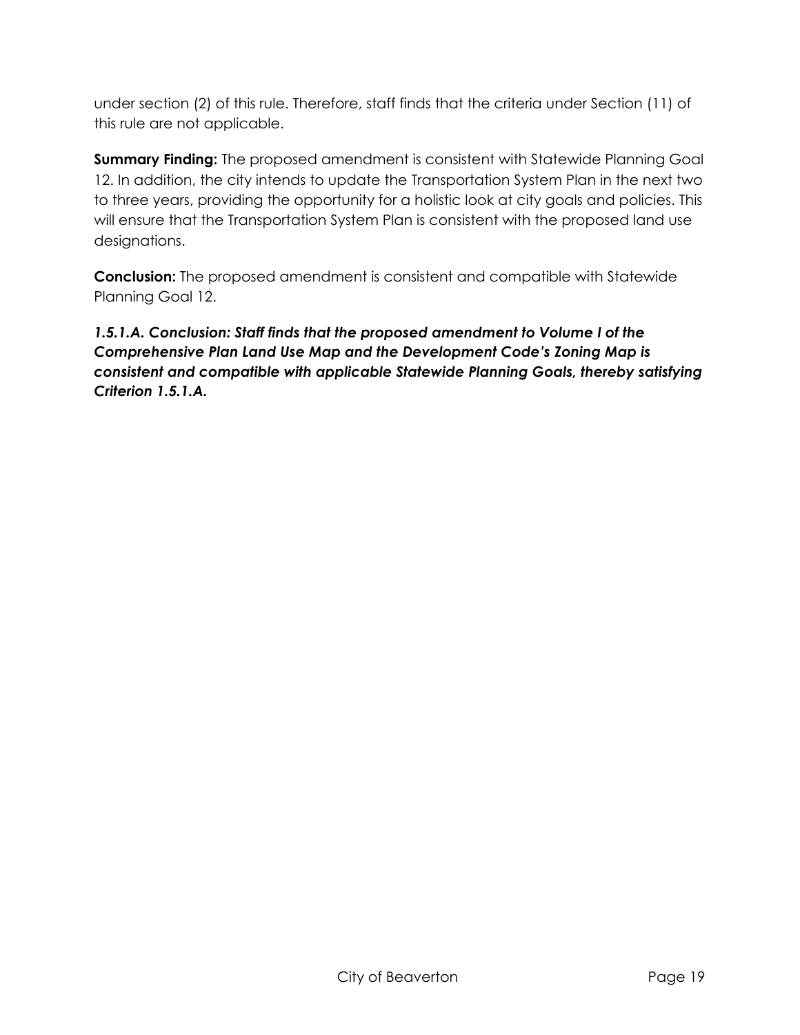under section (2) of this rule. Therefore, staff finds that the criteria under Section (11) of this rule are not applicable.

**Summary Finding:** The proposed amendment is consistent with Statewide Planning Goal 12. In addition, the city intends to update the Transportation System Plan in the next two to three years, providing the opportunity for a holistic look at city goals and policies. This will ensure that the Transportation System Plan is consistent with the proposed land use designations.

**Conclusion:** The proposed amendment is consistent and compatible with Statewide Planning Goal 12.

***1.5.1.A. Conclusion: Staff finds that the proposed amendment to Volume I of the Comprehensive Plan Land Use Map and the Development Code's Zoning Map is consistent and compatible with applicable Statewide Planning Goals, thereby satisfying Criterion 1.5.1.A.***